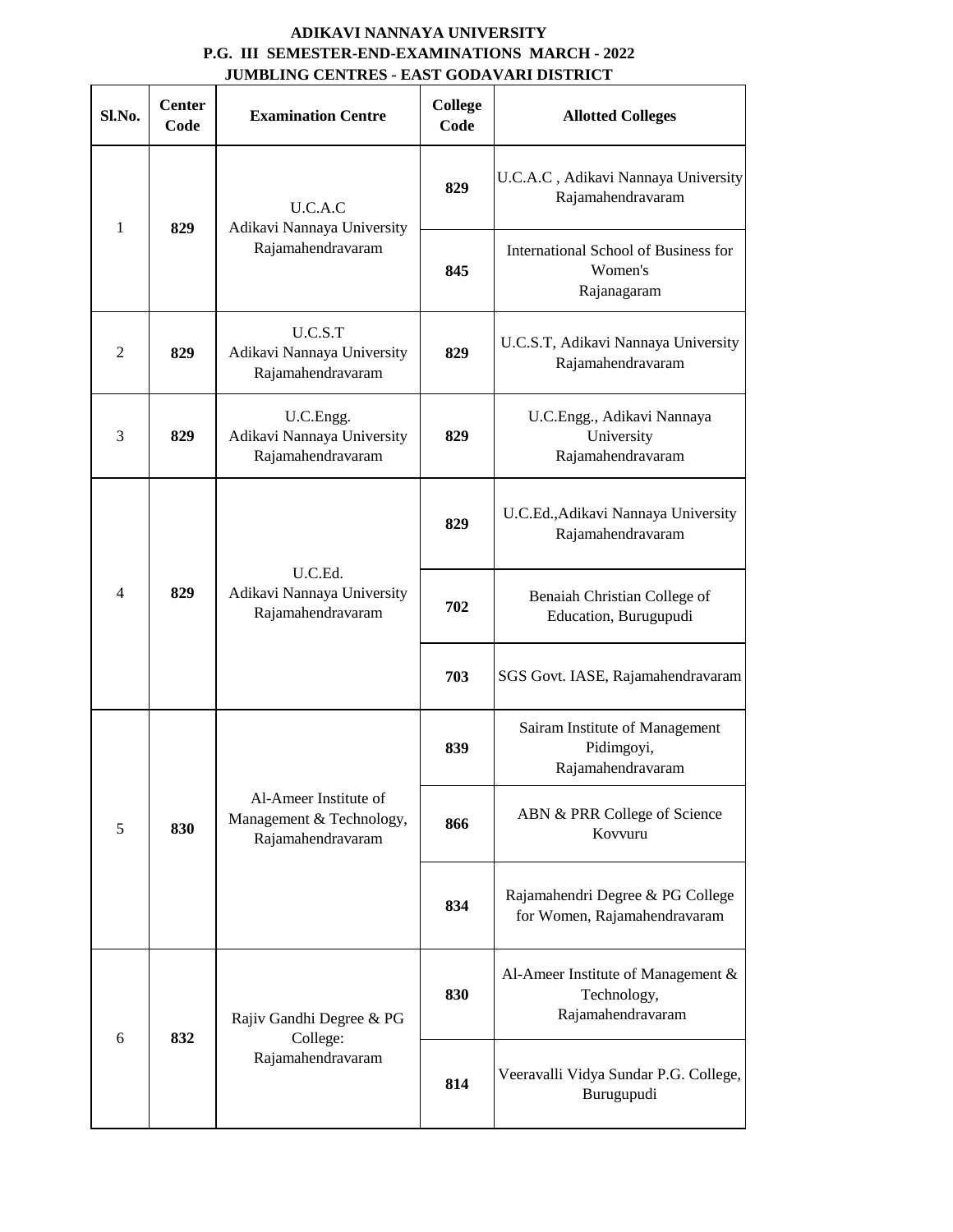# ADIKAVI NANNAYA UNIVERSITY
## P.G. III SEMESTER-END-EXAMINATIONS MARCH - 2022
## JUMBLING CENTRES - EAST GODAVARI DISTRICT

| Sl.No. | Center Code | Examination Centre | College Code | Allotted Colleges |
|---|---|---|---|---|
| 1 | 829 | U.C.A.C Adikavi Nannaya University Rajamahendravaram | 829 | U.C.A.C , Adikavi Nannaya University Rajamahendravaram |
| | | | 845 | International School of Business for Women's Rajanagaram |
| 2 | 829 | U.C.S.T Adikavi Nannaya University Rajamahendravaram | 829 | U.C.S.T, Adikavi Nannaya University Rajamahendravaram |
| 3 | 829 | U.C.Engg. Adikavi Nannaya University Rajamahendravaram | 829 | U.C.Engg., Adikavi Nannaya University Rajamahendravaram |
| 4 | 829 | U.C.Ed. Adikavi Nannaya University Rajamahendravaram | 829 | U.C.Ed.,Adikavi Nannaya University Rajamahendravaram |
| | | | 702 | Benaiah Christian College of Education, Burugupudi |
| | | | 703 | SGS Govt. IASE, Rajamahendravaram |
| 5 | 830 | Al-Ameer Institute of Management & Technology, Rajamahendravaram | 839 | Sairam Institute of Management Pidimgoyi, Rajamahendravaram |
| | | | 866 | ABN & PRR College of Science Kovvuru |
| | | | 834 | Rajamahendri Degree & PG College for Women, Rajamahendravaram |
| 6 | 832 | Rajiv Gandhi Degree & PG College: Rajamahendravaram | 830 | Al-Ameer Institute of Management & Technology, Rajamahendravaram |
| | | | 814 | Veeravalli Vidya Sundar P.G. College, Burugupudi |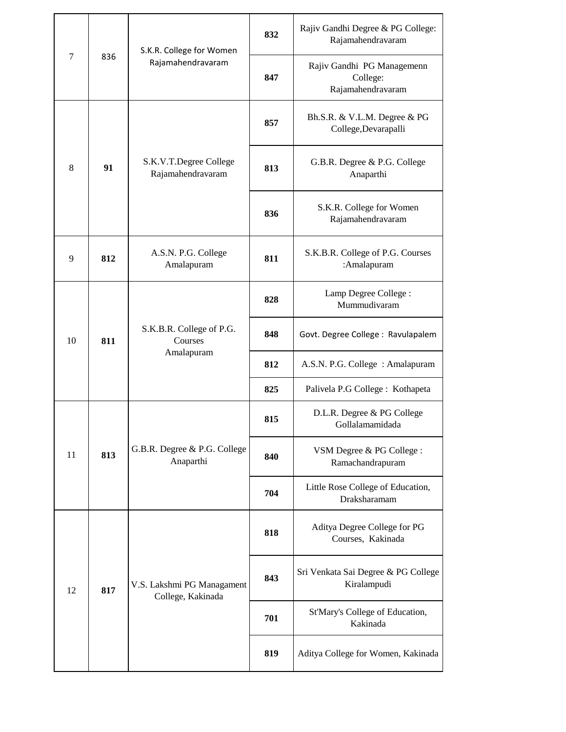| 7 | 836 | S.K.R. College for Women Rajamahendravaram | 832 | Rajiv Gandhi Degree & PG College: Rajamahendravaram |
|---|---|---|---|---|
| | | | 847 | Rajiv Gandhi PG Managemenn College: Rajamahendravaram |
| 8 | 91 | S.K.V.T.Degree College Rajamahendravaram | 857 | Bh.S.R. & V.L.M. Degree & PG College,Devarapalli |
| | | | 813 | G.B.R. Degree & P.G. College Anaparthi |
| | | | 836 | S.K.R. College for Women Rajamahendravaram |
| 9 | 812 | A.S.N. P.G. College Amalapuram | 811 | S.K.B.R. College of P.G. Courses :Amalapuram |
| 10 | 811 | S.K.B.R. College of P.G. Courses Amalapuram | 828 | Lamp Degree College : Mummudivaram |
| | | | 848 | Govt. Degree College : Ravulapalem |
| | | | 812 | A.S.N. P.G. College : Amalapuram |
| | | | 825 | Palivela P.G College : Kothapeta |
| 11 | 813 | G.B.R. Degree & P.G. College Anaparthi | 815 | D.L.R. Degree & PG College Gollalamamidada |
| | | | 840 | VSM Degree & PG College : Ramachandrapuram |
| | | | 704 | Little Rose College of Education, Draksharamam |
| 12 | 817 | V.S. Lakshmi PG Managament College, Kakinada | 818 | Aditya Degree College for PG Courses, Kakinada |
| | | | 843 | Sri Venkata Sai Degree & PG College Kiralampudi |
| | | | 701 | St'Mary's College of Education, Kakinada |
| | | | 819 | Aditya College for Women, Kakinada |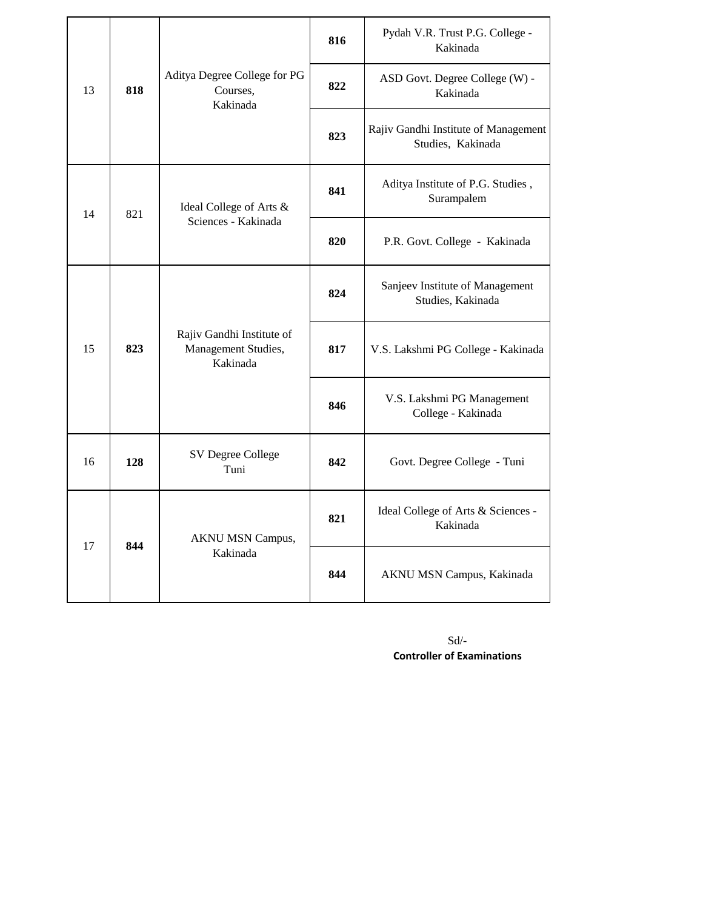| | | | | |
|---|---|---|---|---|
| 13 | **818** | Aditya Degree College for PG Courses, Kakinada | **816** | Pydah V.R. Trust P.G. College - Kakinada |
| | | | **822** | ASD Govt. Degree College (W) - Kakinada |
| | | | **823** | Rajiv Gandhi Institute of Management Studies, Kakinada |
| 14 | 821 | Ideal College of Arts & Sciences - Kakinada | **841** | Aditya Institute of P.G. Studies , Surampalem |
| | | | **820** | P.R. Govt. College - Kakinada |
| 15 | **823** | Rajiv Gandhi Institute of Management Studies, Kakinada | **824** | Sanjeev Institute of Management Studies, Kakinada |
| | | | **817** | V.S. Lakshmi PG College - Kakinada |
| | | | **846** | V.S. Lakshmi PG Management College - Kakinada |
| 16 | **128** | SV Degree College Tuni | **842** | Govt. Degree College - Tuni |
| 17 | **844** | AKNU MSN Campus, Kakinada | **821** | Ideal College of Arts & Sciences - Kakinada |
| | | | **844** | AKNU MSN Campus, Kakinada |

Sd/-
**Controller of Examinations**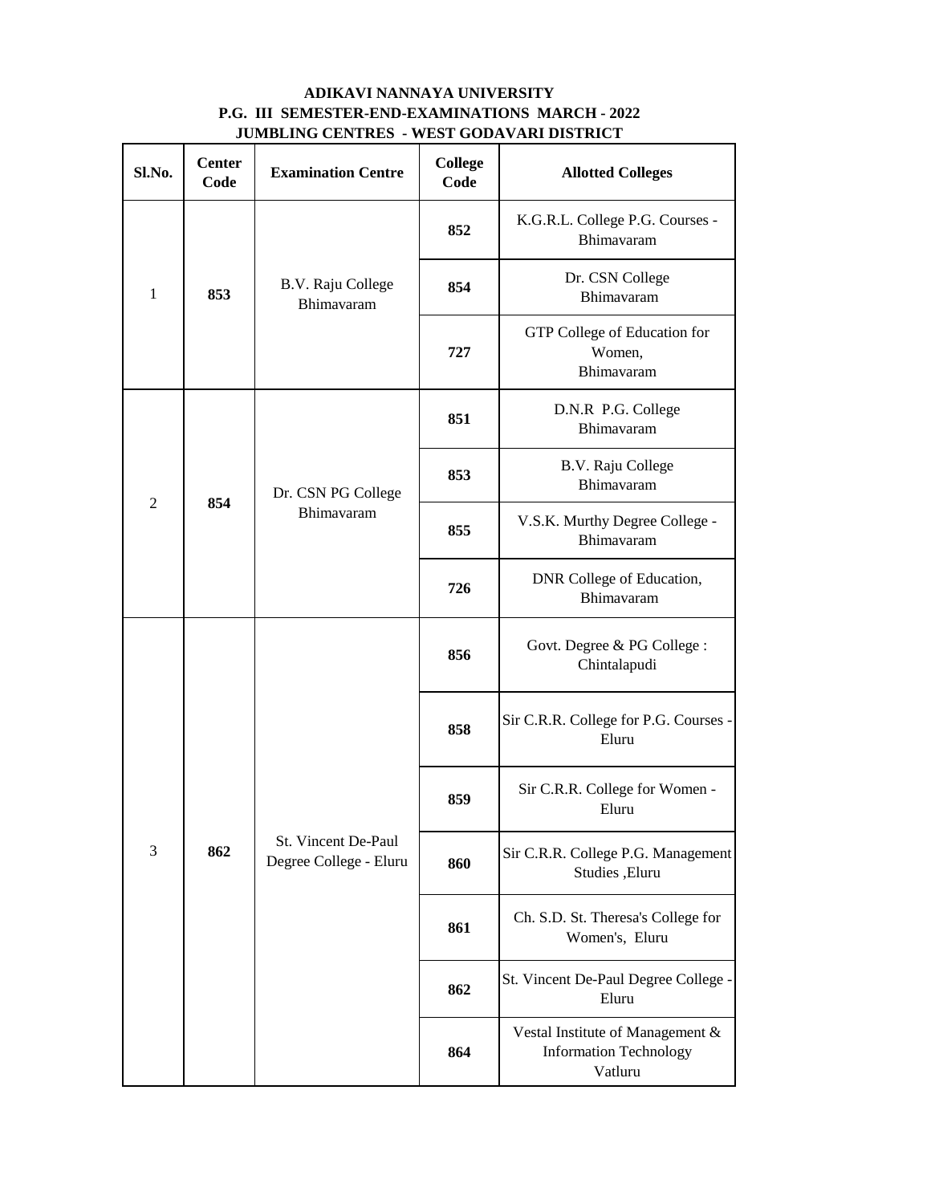**ADIKAVI NANNAYA UNIVERSITY**
**P.G. III SEMESTER-END-EXAMINATIONS MARCH - 2022**
**JUMBLING CENTRES - WEST GODAVARI DISTRICT**

| Sl.No. | Center Code | Examination Centre | College Code | Allotted Colleges |
|---|---|---|---|---|
| 1 | 853 | B.V. Raju College Bhimavaram | 852 | K.G.R.L. College P.G. Courses - Bhimavaram |
| | | | 854 | Dr. CSN College Bhimavaram |
| | | | 727 | GTP College of Education for Women, Bhimavaram |
| 2 | 854 | Dr. CSN PG College Bhimavaram | 851 | D.N.R P.G. College Bhimavaram |
| | | | 853 | B.V. Raju College Bhimavaram |
| | | | 855 | V.S.K. Murthy Degree College - Bhimavaram |
| | | | 726 | DNR College of Education, Bhimavaram |
| 3 | 862 | St. Vincent De-Paul Degree College - Eluru | 856 | Govt. Degree & PG College : Chintalapudi |
| | | | 858 | Sir C.R.R. College for P.G. Courses - Eluru |
| | | | 859 | Sir C.R.R. College for Women - Eluru |
| | | | 860 | Sir C.R.R. College P.G. Management Studies ,Eluru |
| | | | 861 | Ch. S.D. St. Theresa's College for Women's, Eluru |
| | | | 862 | St. Vincent De-Paul Degree College - Eluru |
| | | | 864 | Vestal Institute of Management & Information Technology Vatluru |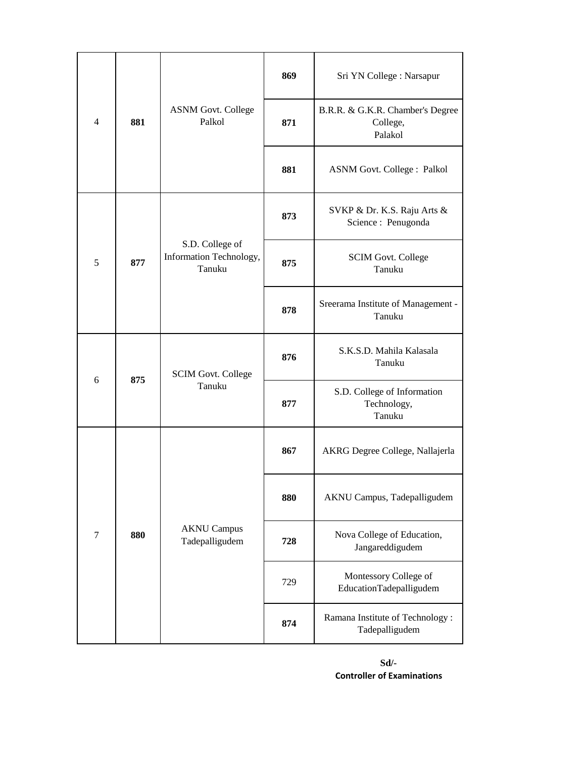| | | | | |
|---|---|---|---|---|
| 4 | **881** | ASNM Govt. College Palkol | **869** | Sri YN College : Narsapur |
| | | | **871** | B.R.R. & G.K.R. Chamber's Degree College, Palakol |
| | | | **881** | ASNM Govt. College : Palkol |
| 5 | **877** | S.D. College of Information Technology, Tanuku | **873** | SVKP & Dr. K.S. Raju Arts & Science : Penugonda |
| | | | **875** | SCIM Govt. College Tanuku |
| | | | **878** | Sreerama Institute of Management - Tanuku |
| 6 | **875** | SCIM Govt. College Tanuku | **876** | S.K.S.D. Mahila Kalasala Tanuku |
| | | | **877** | S.D. College of Information Technology, Tanuku |
| 7 | **880** | AKNU Campus Tadepalligudem | **867** | AKRG Degree College, Nallajerla |
| | | | **880** | AKNU Campus, Tadepalligudem |
| | | | **728** | Nova College of Education, Jangareddigudem |
| | | | 729 | Montessory College of EducationTadepalligudem |
| | | | **874** | Ramana Institute of Technology : Tadepalligudem |

**Sd/-**
**Controller of Examinations**